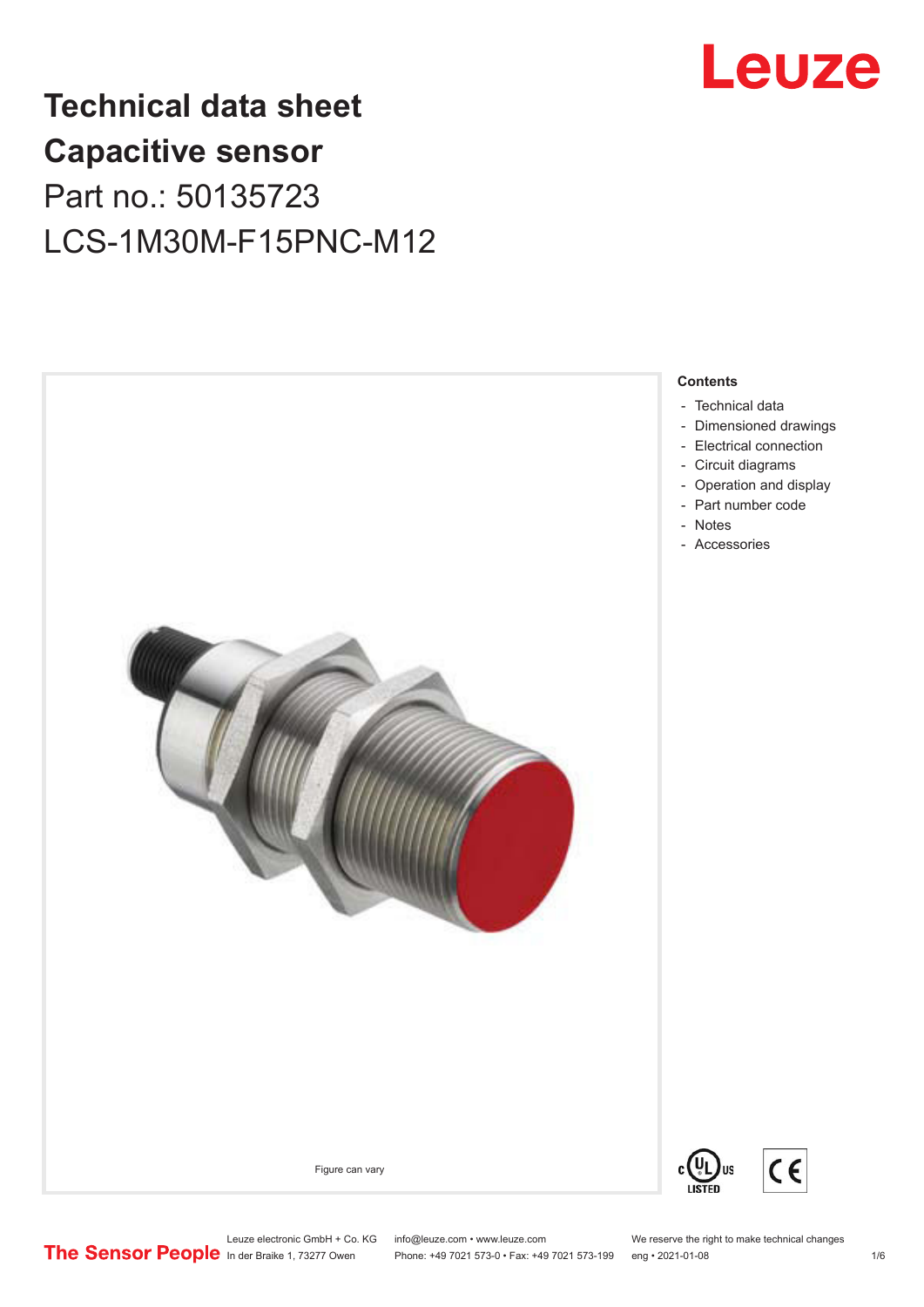# Technical data sheet
# Capacitive sensor

Part no.: 50135723

LCS-1M30M-F15PNC-M12

Figure can vary

**Contents**

- Technical data
- Dimensioned drawings
- Electrical connection
- Circuit diagrams
- Operation and display
- Part number code
- Notes
- Accessories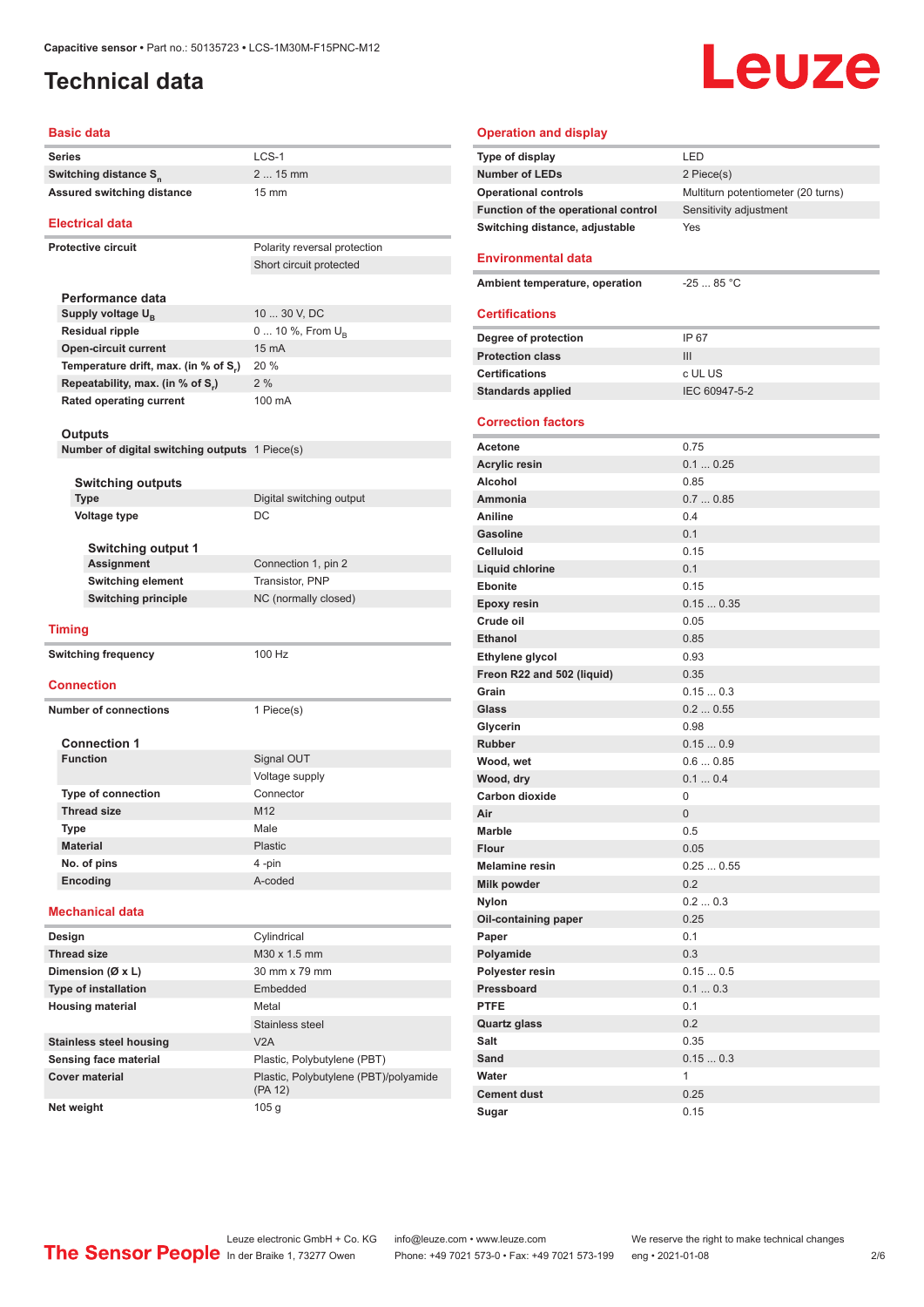Capacitive sensor • Part no.: 50135723 • LCS-1M30M-F15PNC-M12

# Technical data

## Basic data

| | |
|---|---|
| Series | LCS-1 |
| Switching distance $S_n$ | 2 ... 15 mm |
| Assured switching distance | 15 mm |

## Electrical data

| | |
|---|---|
| Protective circuit | Polarity reversal protection |
| | Short circuit protected |

### Performance data

| | |
|---|---|
| Supply voltage $U_B$ | 10 ... 30 V, DC |
| Residual ripple | 0 ... 10 %, From $U_B$ |
| Open-circuit current | 15 mA |
| Temperature drift, max. (in % of $S_r$) | 20 % |
| Repeatability, max. (in % of $S_r$) | 2 % |
| Rated operating current | 100 mA |

### Outputs

| | |
|---|---|
| Number of digital switching outputs | 1 Piece(s) |

#### Switching outputs

| | |
|---|---|
| Type | Digital switching output |
| Voltage type | DC |

##### Switching output 1

| | |
|---|---|
| Assignment | Connection 1, pin 2 |
| Switching element | Transistor, PNP |
| Switching principle | NC (normally closed) |

## Timing

| | |
|---|---|
| Switching frequency | 100 Hz |

## Connection

| | |
|---|---|
| Number of connections | 1 Piece(s) |

### Connection 1

| | |
|---|---|
| Function | Signal OUT |
| | Voltage supply |
| Type of connection | Connector |
| Thread size | M12 |
| Type | Male |
| Material | Plastic |
| No. of pins | 4 -pin |
| Encoding | A-coded |

## Mechanical data

| | |
|---|---|
| Design | Cylindrical |
| Thread size | M30 x 1.5 mm |
| Dimension (Ø x L) | 30 mm x 79 mm |
| Type of installation | Embedded |
| Housing material | Metal |
| | Stainless steel |
| Stainless steel housing | V2A |
| Sensing face material | Plastic, Polybutylene (PBT) |
| Cover material | Plastic, Polybutylene (PBT)/polyamide (PA 12) |
| Net weight | 105 g |

## Operation and display

| | |
|---|---|
| Type of display | LED |
| Number of LEDs | 2 Piece(s) |
| Operational controls | Multiturn potentiometer (20 turns) |
| Function of the operational control | Sensitivity adjustment |
| Switching distance, adjustable | Yes |

## Environmental data

| | |
|---|---|
| Ambient temperature, operation | -25 ... 85 °C |

## Certifications

| | |
|---|---|
| Degree of protection | IP 67 |
| Protection class | III |
| Certifications | c UL US |
| Standards applied | IEC 60947-5-2 |

## Correction factors

| | |
|---|---|
| Acetone | 0.75 |
| Acrylic resin | 0.1 ... 0.25 |
| Alcohol | 0.85 |
| Ammonia | 0.7 ... 0.85 |
| Aniline | 0.4 |
| Gasoline | 0.1 |
| Celluloid | 0.15 |
| Liquid chlorine | 0.1 |
| Ebonite | 0.15 |
| Epoxy resin | 0.15 ... 0.35 |
| Crude oil | 0.05 |
| Ethanol | 0.85 |
| Ethylene glycol | 0.93 |
| Freon R22 and 502 (liquid) | 0.35 |
| Grain | 0.15 ... 0.3 |
| Glass | 0.2 ... 0.55 |
| Glycerin | 0.98 |
| Rubber | 0.15 ... 0.9 |
| Wood, wet | 0.6 ... 0.85 |
| Wood, dry | 0.1 ... 0.4 |
| Carbon dioxide | 0 |
| Air | 0 |
| Marble | 0.5 |
| Flour | 0.05 |
| Melamine resin | 0.25 ... 0.55 |
| Milk powder | 0.2 |
| Nylon | 0.2 ... 0.3 |
| Oil-containing paper | 0.25 |
| Paper | 0.1 |
| Polyamide | 0.3 |
| Polyester resin | 0.15 ... 0.5 |
| Pressboard | 0.1 ... 0.3 |
| PTFE | 0.1 |
| Quartz glass | 0.2 |
| Salt | 0.35 |
| Sand | 0.15 ... 0.3 |
| Water | 1 |
| Cement dust | 0.25 |
| Sugar | 0.15 |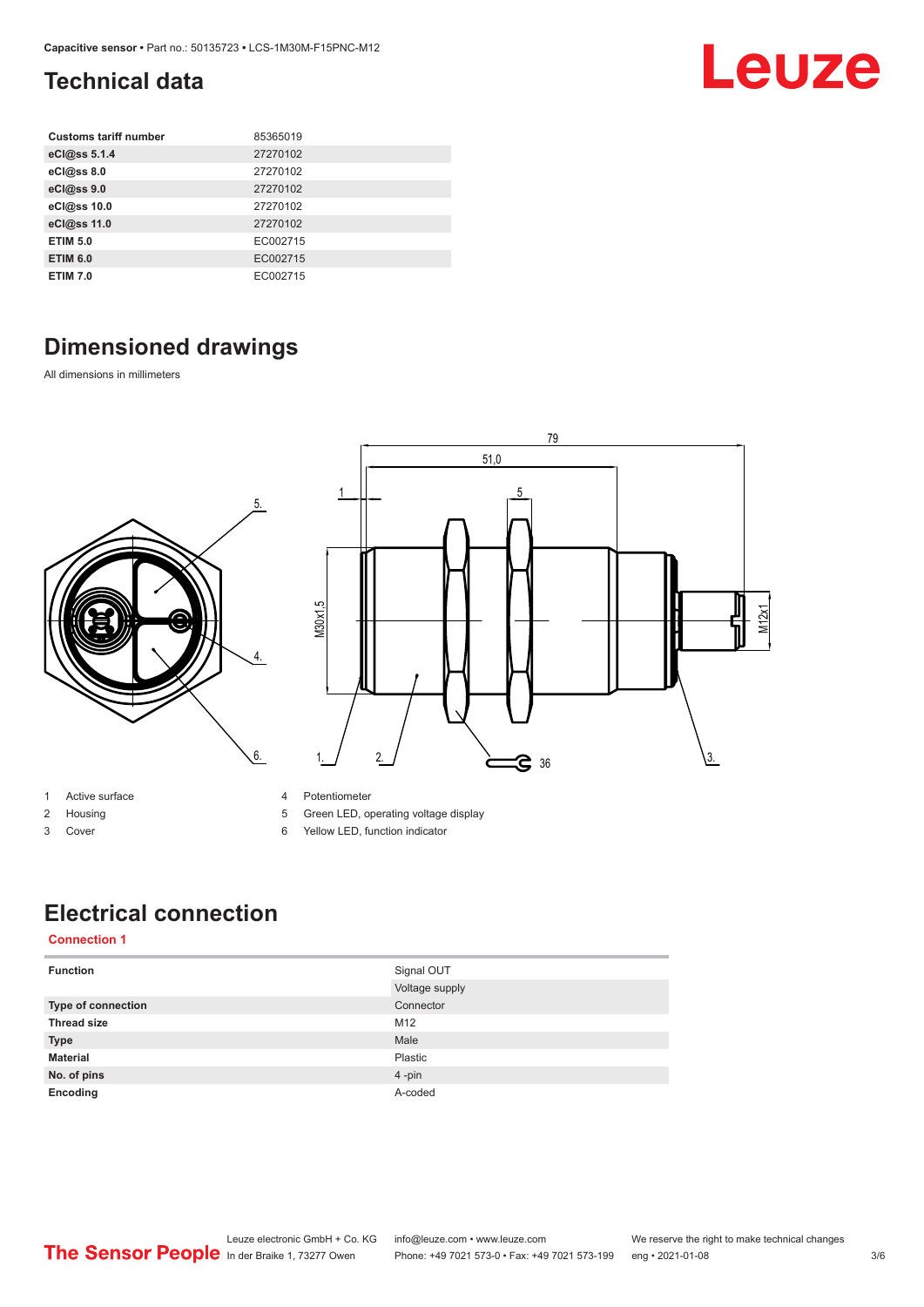## Technical data

| | |
|---|---|
| **Customs tariff number** | 85365019 |
| **eCl@ss 5.1.4** | 27270102 |
| **eCl@ss 8.0** | 27270102 |
| **eCl@ss 9.0** | 27270102 |
| **eCl@ss 10.0** | 27270102 |
| **eCl@ss 11.0** | 27270102 |
| **ETIM 5.0** | EC002715 |
| **ETIM 6.0** | EC002715 |
| **ETIM 7.0** | EC002715 |

## Dimensioned drawings

All dimensions in millimeters

79
51,0
1
5
M30x1.5
M12x1
36
1.
2.
3.
4.
5.
6.

1 Active surface
2 Housing
3 Cover
4 Potentiometer
5 Green LED, operating voltage display
6 Yellow LED, function indicator

## Electrical connection

**Connection 1**

| | |
|---|---|
| **Function** | Signal OUT |
| | Voltage supply |
| **Type of connection** | Connector |
| **Thread size** | M12 |
| **Type** | Male |
| **Material** | Plastic |
| **No. of pins** | 4 -pin |
| **Encoding** | A-coded |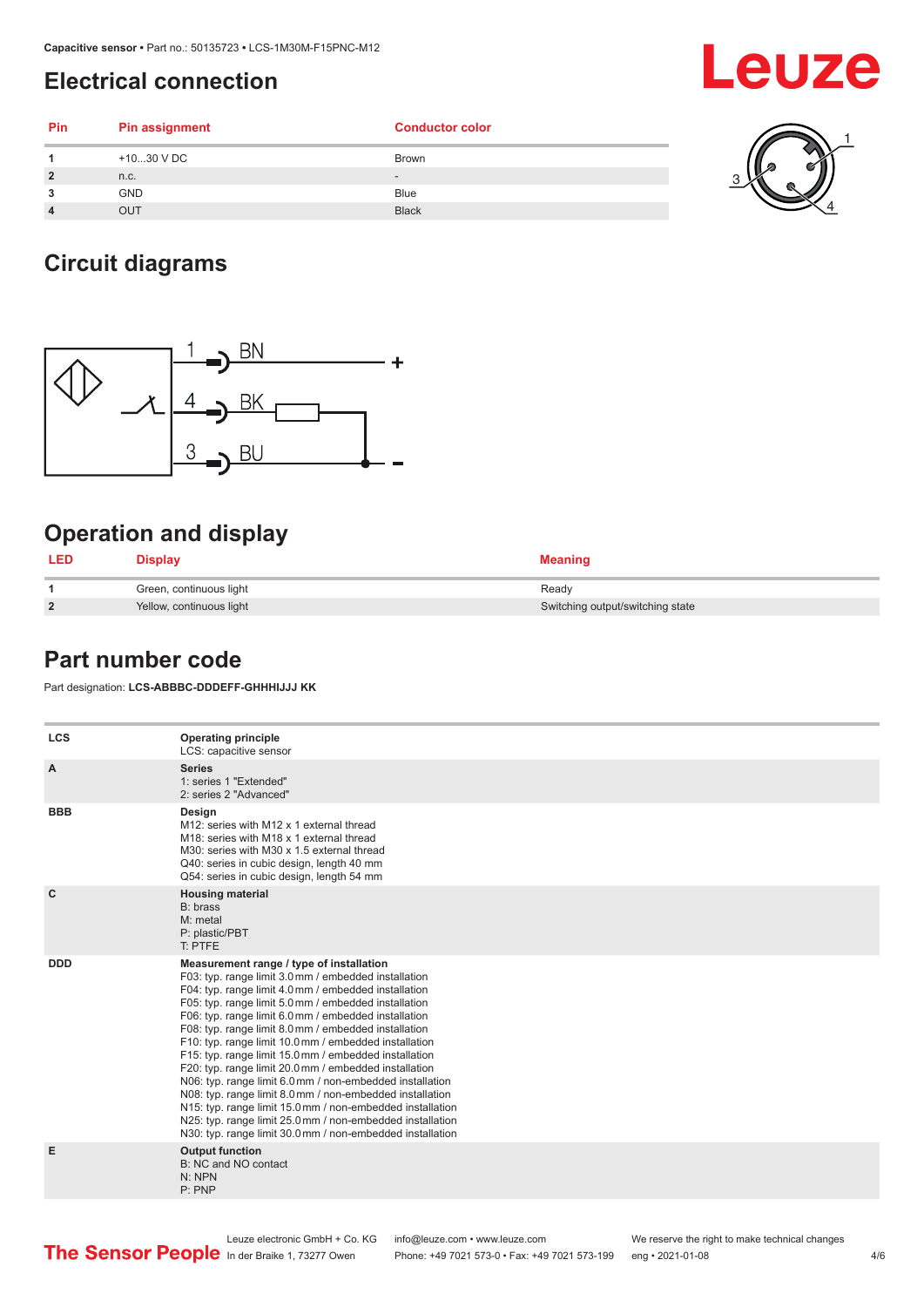## Electrical connection

| Pin | Pin assignment | Conductor color |
|---|---|---|
| 1 | +10...30 V DC | Brown |
| 2 | n.c. | - |
| 3 | GND | Blue |
| 4 | OUT | Black |

1
3
4

## Circuit diagrams

1 BN +
4 BK
3 BU -

## Operation and display

| LED | Display | Meaning |
|---|---|---|
| 1 | Green, continuous light | Ready |
| 2 | Yellow, continuous light | Switching output/switching state |

## Part number code

Part designation: **LCS-ABBBC-DDDEFF-GHHHIJJJ KK**

| | |
|---|---|
| **LCS** | **Operating principle**<br>LCS: capacitive sensor |
| **A** | **Series**<br>1: series 1 "Extended"<br>2: series 2 "Advanced" |
| **BBB** | **Design**<br>M12: series with M12 x 1 external thread<br>M18: series with M18 x 1 external thread<br>M30: series with M30 x 1.5 external thread<br>Q40: series in cubic design, length 40 mm<br>Q54: series in cubic design, length 54 mm |
| **C** | **Housing material**<br>B: brass<br>M: metal<br>P: plastic/PBT<br>T: PTFE |
| **DDD** | **Measurement range / type of installation**<br>F03: typ. range limit 3.0 mm / embedded installation<br>F04: typ. range limit 4.0 mm / embedded installation<br>F05: typ. range limit 5.0 mm / embedded installation<br>F06: typ. range limit 6.0 mm / embedded installation<br>F08: typ. range limit 8.0 mm / embedded installation<br>F10: typ. range limit 10.0 mm / embedded installation<br>F15: typ. range limit 15.0 mm / embedded installation<br>F20: typ. range limit 20.0 mm / embedded installation<br>N06: typ. range limit 6.0 mm / non-embedded installation<br>N08: typ. range limit 8.0 mm / non-embedded installation<br>N15: typ. range limit 15.0 mm / non-embedded installation<br>N25: typ. range limit 25.0 mm / non-embedded installation<br>N30: typ. range limit 30.0 mm / non-embedded installation |
| **E** | **Output function**<br>B: NC and NO contact<br>N: NPN<br>P: PNP |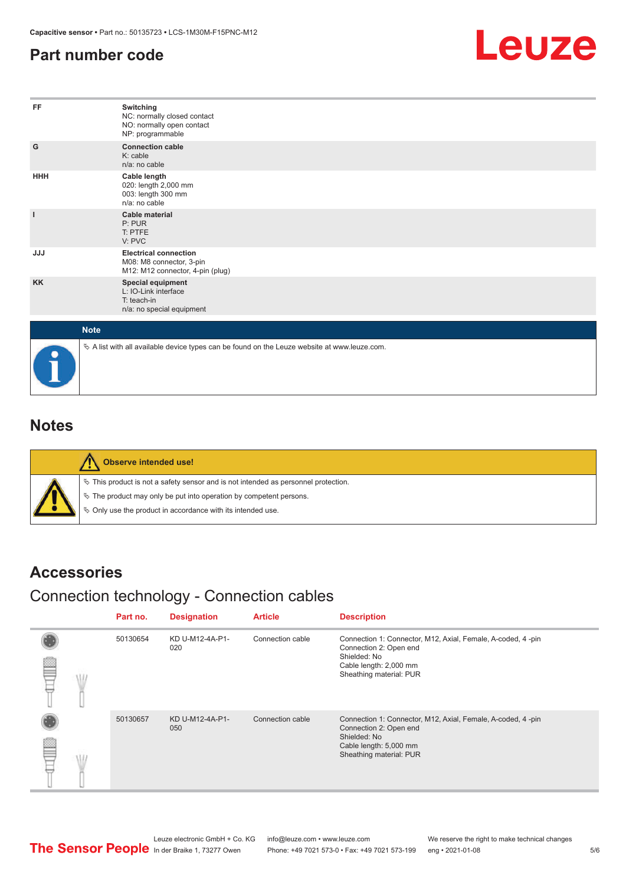## Part number code

| | |
|---|---|
| FF | **Switching**<br>NC: normally closed contact<br>NO: normally open contact<br>NP: programmable |
| G | **Connection cable**<br>K: cable<br>n/a: no cable |
| HHH | **Cable length**<br>020: length 2,000 mm<br>003: length 300 mm<br>n/a: no cable |
| I | **Cable material**<br>P: PUR<br>T: PTFE<br>V: PVC |
| JJJ | **Electrical connection**<br>M08: M8 connector, 3-pin<br>M12: M12 connector, 4-pin (plug) |
| KK | **Special equipment**<br>L: IO-Link interface<br>T: teach-in<br>n/a: no special equipment |

**Note**

- A list with all available device types can be found on the Leuze website at www.leuze.com.

## Notes

**Observe intended use!**

- This product is not a safety sensor and is not intended as personnel protection.
- The product may only be put into operation by competent persons.
- Only use the product in accordance with its intended use.

## Accessories

### Connection technology - Connection cables

| Part no. | Designation | Article | Description |
|---|---|---|---|
| 50130654 | KD U-M12-4A-P1-020 | Connection cable | Connection 1: Connector, M12, Axial, Female, A-coded, 4 -pin<br>Connection 2: Open end<br>Shielded: No<br>Cable length: 2,000 mm<br>Sheathing material: PUR |
| 50130657 | KD U-M12-4A-P1-050 | Connection cable | Connection 1: Connector, M12, Axial, Female, A-coded, 4 -pin<br>Connection 2: Open end<br>Shielded: No<br>Cable length: 5,000 mm<br>Sheathing material: PUR |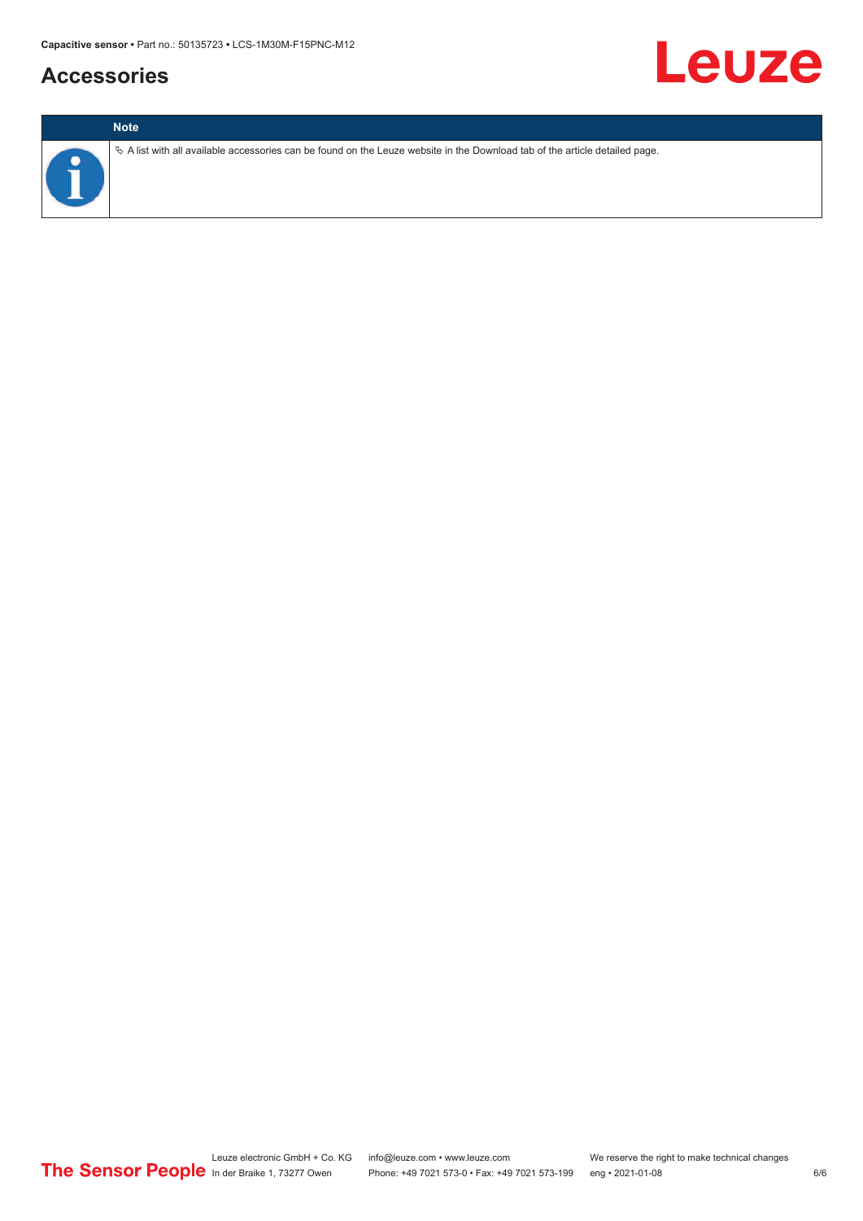## Accessories

| | Note |
|---|---|
| | ✎ A list with all available accessories can be found on the Leuze website in the Download tab of the article detailed page. |